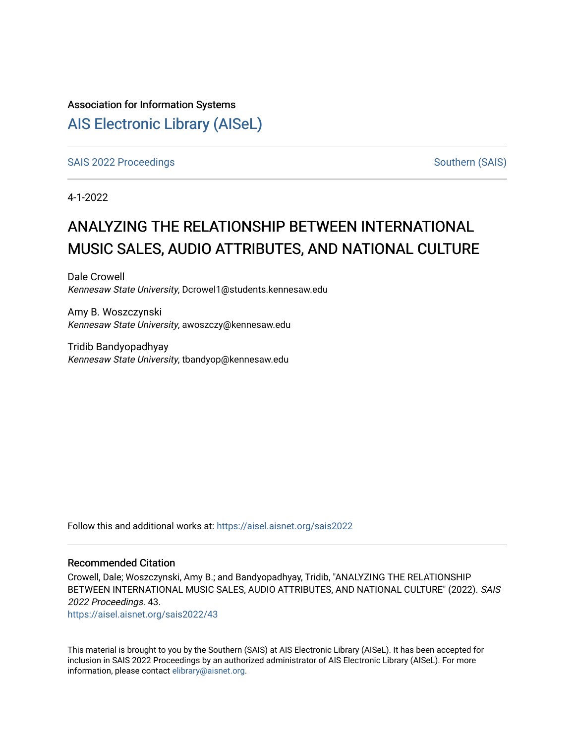Association for Information Systems

[AIS Electronic Library (AISeL)](https://aisel.aisnet.org/)

[SAIS 2022 Proceedings](https://aisel.aisnet.org/sais2022) | [Southern (SAIS)](https://aisel.aisnet.org/sais)

4-1-2022

# ANALYZING THE RELATIONSHIP BETWEEN INTERNATIONAL MUSIC SALES, AUDIO ATTRIBUTES, AND NATIONAL CULTURE

Dale Crowell
*Kennesaw State University*, Dcrowel1@students.kennesaw.edu

Amy B. Woszczynski
*Kennesaw State University*, awoszczy@kennesaw.edu

Tridib Bandyopadhyay
*Kennesaw State University*, tbandyop@kennesaw.edu

Follow this and additional works at: https://aisel.aisnet.org/sais2022

## Recommended Citation

Crowell, Dale; Woszczynski, Amy B.; and Bandyopadhyay, Tridib, "ANALYZING THE RELATIONSHIP BETWEEN INTERNATIONAL MUSIC SALES, AUDIO ATTRIBUTES, AND NATIONAL CULTURE" (2022). *SAIS 2022 Proceedings*. 43.
https://aisel.aisnet.org/sais2022/43

This material is brought to you by the Southern (SAIS) at AIS Electronic Library (AISeL). It has been accepted for inclusion in SAIS 2022 Proceedings by an authorized administrator of AIS Electronic Library (AISeL). For more information, please contact elibrary@aisnet.org.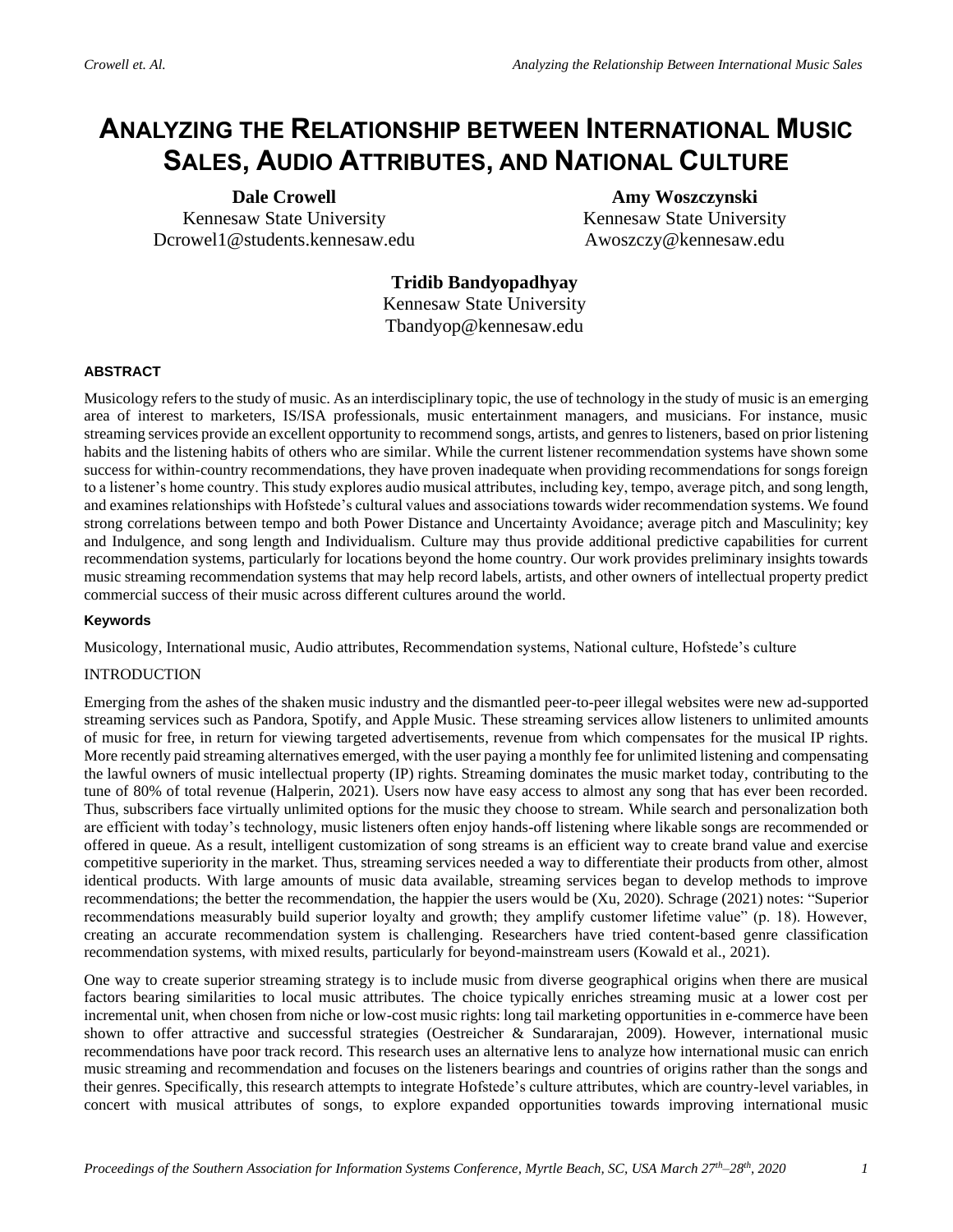# ANALYZING THE RELATIONSHIP BETWEEN INTERNATIONAL MUSIC SALES, AUDIO ATTRIBUTES, AND NATIONAL CULTURE

**Dale Crowell**
Kennesaw State University
Dcrowel1@students.kennesaw.edu

**Amy Woszczynski**
Kennesaw State University
Awoszczy@kennesaw.edu

**Tridib Bandyopadhyay**
Kennesaw State University
Tbandyop@kennesaw.edu

### ABSTRACT

Musicology refers to the study of music. As an interdisciplinary topic, the use of technology in the study of music is an emerging area of interest to marketers, IS/ISA professionals, music entertainment managers, and musicians. For instance, music streaming services provide an excellent opportunity to recommend songs, artists, and genres to listeners, based on prior listening habits and the listening habits of others who are similar. While the current listener recommendation systems have shown some success for within-country recommendations, they have proven inadequate when providing recommendations for songs foreign to a listener's home country. This study explores audio musical attributes, including key, tempo, average pitch, and song length, and examines relationships with Hofstede's cultural values and associations towards wider recommendation systems. We found strong correlations between tempo and both Power Distance and Uncertainty Avoidance; average pitch and Masculinity; key and Indulgence, and song length and Individualism. Culture may thus provide additional predictive capabilities for current recommendation systems, particularly for locations beyond the home country. Our work provides preliminary insights towards music streaming recommendation systems that may help record labels, artists, and other owners of intellectual property predict commercial success of their music across different cultures around the world.

### Keywords

Musicology, International music, Audio attributes, Recommendation systems, National culture, Hofstede's culture

## INTRODUCTION

Emerging from the ashes of the shaken music industry and the dismantled peer-to-peer illegal websites were new ad-supported streaming services such as Pandora, Spotify, and Apple Music. These streaming services allow listeners to unlimited amounts of music for free, in return for viewing targeted advertisements, revenue from which compensates for the musical IP rights. More recently paid streaming alternatives emerged, with the user paying a monthly fee for unlimited listening and compensating the lawful owners of music intellectual property (IP) rights. Streaming dominates the music market today, contributing to the tune of 80% of total revenue (Halperin, 2021). Users now have easy access to almost any song that has ever been recorded. Thus, subscribers face virtually unlimited options for the music they choose to stream. While search and personalization both are efficient with today's technology, music listeners often enjoy hands-off listening where likable songs are recommended or offered in queue. As a result, intelligent customization of song streams is an efficient way to create brand value and exercise competitive superiority in the market. Thus, streaming services needed a way to differentiate their products from other, almost identical products. With large amounts of music data available, streaming services began to develop methods to improve recommendations; the better the recommendation, the happier the users would be (Xu, 2020). Schrage (2021) notes: "Superior recommendations measurably build superior loyalty and growth; they amplify customer lifetime value" (p. 18). However, creating an accurate recommendation system is challenging. Researchers have tried content-based genre classification recommendation systems, with mixed results, particularly for beyond-mainstream users (Kowald et al., 2021).

One way to create superior streaming strategy is to include music from diverse geographical origins when there are musical factors bearing similarities to local music attributes. The choice typically enriches streaming music at a lower cost per incremental unit, when chosen from niche or low-cost music rights: long tail marketing opportunities in e-commerce have been shown to offer attractive and successful strategies (Oestreicher & Sundararajan, 2009). However, international music recommendations have poor track record. This research uses an alternative lens to analyze how international music can enrich music streaming and recommendation and focuses on the listeners bearings and countries of origins rather than the songs and their genres. Specifically, this research attempts to integrate Hofstede's culture attributes, which are country-level variables, in concert with musical attributes of songs, to explore expanded opportunities towards improving international music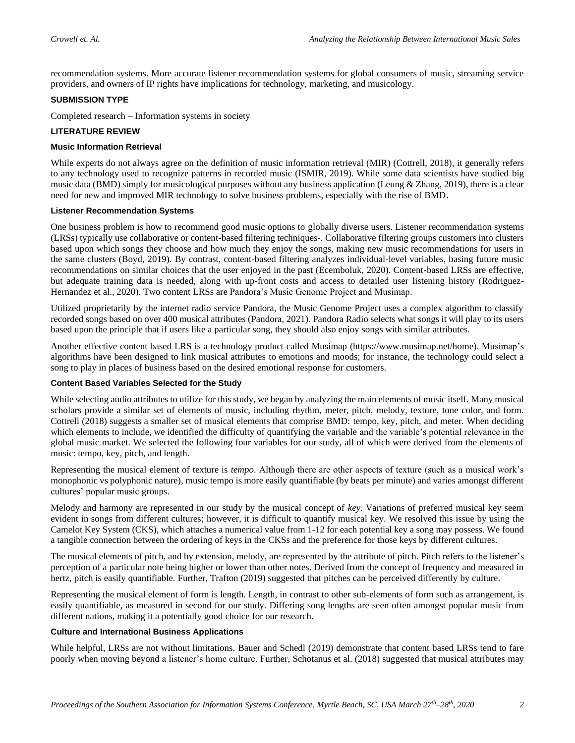recommendation systems. More accurate listener recommendation systems for global consumers of music, streaming service providers, and owners of IP rights have implications for technology, marketing, and musicology.

## SUBMISSION TYPE

Completed research – Information systems in society

## LITERATURE REVIEW

### Music Information Retrieval

While experts do not always agree on the definition of music information retrieval (MIR) (Cottrell, 2018), it generally refers to any technology used to recognize patterns in recorded music (ISMIR, 2019). While some data scientists have studied big music data (BMD) simply for musicological purposes without any business application (Leung & Zhang, 2019), there is a clear need for new and improved MIR technology to solve business problems, especially with the rise of BMD.

### Listener Recommendation Systems

One business problem is how to recommend good music options to globally diverse users. Listener recommendation systems (LRSs) typically use collaborative or content-based filtering techniques-. Collaborative filtering groups customers into clusters based upon which songs they choose and how much they enjoy the songs, making new music recommendations for users in the same clusters (Boyd, 2019). By contrast, content-based filtering analyzes individual-level variables, basing future music recommendations on similar choices that the user enjoyed in the past (Ecemboluk, 2020). Content-based LRSs are effective, but adequate training data is needed, along with up-front costs and access to detailed user listening history (Rodriguez-Hernandez et al., 2020). Two content LRSs are Pandora's Music Genome Project and Musimap.

Utilized proprietarily by the internet radio service Pandora, the Music Genome Project uses a complex algorithm to classify recorded songs based on over 400 musical attributes (Pandora, 2021). Pandora Radio selects what songs it will play to its users based upon the principle that if users like a particular song, they should also enjoy songs with similar attributes.

Another effective content based LRS is a technology product called Musimap (https://www.musimap.net/home). Musimap's algorithms have been designed to link musical attributes to emotions and moods; for instance, the technology could select a song to play in places of business based on the desired emotional response for customers.

### Content Based Variables Selected for the Study

While selecting audio attributes to utilize for this study, we began by analyzing the main elements of music itself. Many musical scholars provide a similar set of elements of music, including rhythm, meter, pitch, melody, texture, tone color, and form. Cottrell (2018) suggests a smaller set of musical elements that comprise BMD: tempo, key, pitch, and meter. When deciding which elements to include, we identified the difficulty of quantifying the variable and the variable's potential relevance in the global music market. We selected the following four variables for our study, all of which were derived from the elements of music: tempo, key, pitch, and length.

Representing the musical element of texture is *tempo*. Although there are other aspects of texture (such as a musical work's monophonic vs polyphonic nature), music tempo is more easily quantifiable (by beats per minute) and varies amongst different cultures' popular music groups.

Melody and harmony are represented in our study by the musical concept of *key*. Variations of preferred musical key seem evident in songs from different cultures; however, it is difficult to quantify musical key. We resolved this issue by using the Camelot Key System (CKS), which attaches a numerical value from 1-12 for each potential key a song may possess. We found a tangible connection between the ordering of keys in the CKSs and the preference for those keys by different cultures.

The musical elements of pitch, and by extension, melody, are represented by the attribute of pitch. Pitch refers to the listener's perception of a particular note being higher or lower than other notes. Derived from the concept of frequency and measured in hertz, pitch is easily quantifiable. Further, Trafton (2019) suggested that pitches can be perceived differently by culture.

Representing the musical element of form is length. Length, in contrast to other sub-elements of form such as arrangement, is easily quantifiable, as measured in second for our study. Differing song lengths are seen often amongst popular music from different nations, making it a potentially good choice for our research.

### Culture and International Business Applications

While helpful, LRSs are not without limitations. Bauer and Schedl (2019) demonstrate that content based LRSs tend to fare poorly when moving beyond a listener's home culture. Further, Schotanus et al. (2018) suggested that musical attributes may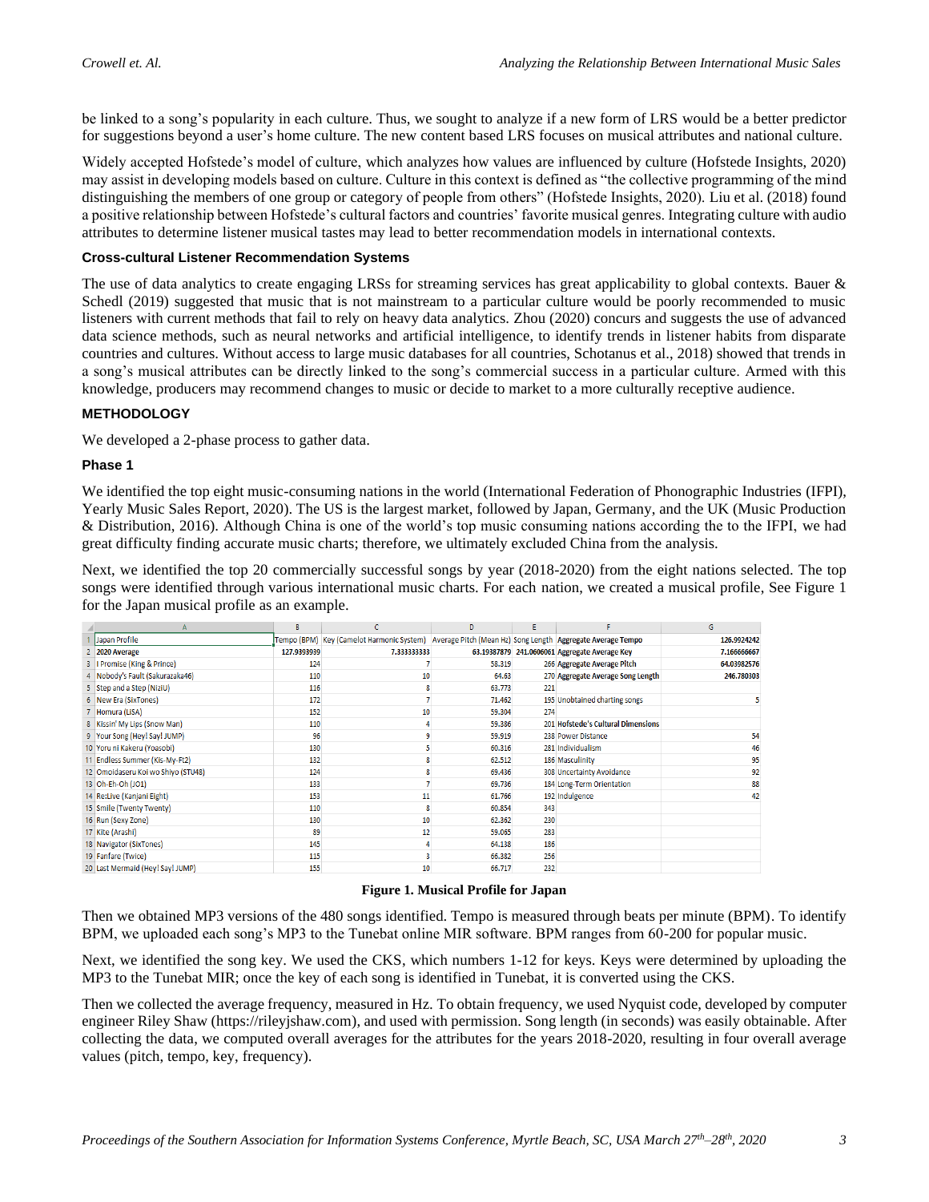be linked to a song's popularity in each culture. Thus, we sought to analyze if a new form of LRS would be a better predictor for suggestions beyond a user's home culture. The new content based LRS focuses on musical attributes and national culture.

Widely accepted Hofstede's model of culture, which analyzes how values are influenced by culture (Hofstede Insights, 2020) may assist in developing models based on culture. Culture in this context is defined as "the collective programming of the mind distinguishing the members of one group or category of people from others" (Hofstede Insights, 2020). Liu et al. (2018) found a positive relationship between Hofstede's cultural factors and countries' favorite musical genres. Integrating culture with audio attributes to determine listener musical tastes may lead to better recommendation models in international contexts.

### Cross-cultural Listener Recommendation Systems

The use of data analytics to create engaging LRSs for streaming services has great applicability to global contexts. Bauer & Schedl (2019) suggested that music that is not mainstream to a particular culture would be poorly recommended to music listeners with current methods that fail to rely on heavy data analytics. Zhou (2020) concurs and suggests the use of advanced data science methods, such as neural networks and artificial intelligence, to identify trends in listener habits from disparate countries and cultures. Without access to large music databases for all countries, Schotanus et al., 2018) showed that trends in a song's musical attributes can be directly linked to the song's commercial success in a particular culture. Armed with this knowledge, producers may recommend changes to music or decide to market to a more culturally receptive audience.

## METHODOLOGY

We developed a 2-phase process to gather data.

### Phase 1

We identified the top eight music-consuming nations in the world (International Federation of Phonographic Industries (IFPI), Yearly Music Sales Report, 2020). The US is the largest market, followed by Japan, Germany, and the UK (Music Production & Distribution, 2016). Although China is one of the world's top music consuming nations according the to the IFPI, we had great difficulty finding accurate music charts; therefore, we ultimately excluded China from the analysis.

Next, we identified the top 20 commercially successful songs by year (2018-2020) from the eight nations selected. The top songs were identified through various international music charts. For each nation, we created a musical profile, See Figure 1 for the Japan musical profile as an example.

| Japan Profile | Tempo (BPM) | Key (Camelot Harmonic System) | Average Pitch (Mean Hz) | Song Length | Aggregate Average Tempo | 126.9924242 |
|---|---|---|---|---|---|---|
| 2020 Average | 127.9393939 | 7.333333333 | 63.19387879 | 241.0606061 | Aggregate Average Key | 7.166666667 |
| I Promise (King & Prince) | 124 | 7 | 58.319 | 266 | Aggregate Average Pitch | 64.03982576 |
| Nobody's Fault (Sakurazaka46) | 110 | 10 | 64.63 | 270 | Aggregate Average Song Length | 246.780303 |
| Step and a Step (NiziU) | 116 | 8 | 63.773 | 221 | | |
| New Era (SixTones) | 172 | 7 | 71.462 | 195 | Unobtained charting songs | 5 |
| Homura (LiSA) | 152 | 10 | 59.304 | 274 | | |
| Kissin' My Lips (Snow Man) | 110 | 4 | 59.386 | 201 | Hofstede's Cultural Dimensions | |
| Your Song (Hey! Say! JUMP) | 96 | 9 | 59.919 | 238 | Power Distance | 54 |
| Yoru ni Kakeru (Yoasobi) | 130 | 5 | 60.316 | 281 | Individualism | 46 |
| Endless Summer (Kis-My-Ft2) | 132 | 8 | 62.512 | 186 | Masculinity | 95 |
| Omoidaseru Koi wo Shiyo (STU48) | 124 | 8 | 69.436 | 308 | Uncertainty Avoidance | 92 |
| Oh-Eh-Oh (JO1) | 133 | 7 | 69.736 | 184 | Long-Term Orientation | 88 |
| Re:Live (Kanjani Eight) | 153 | 11 | 61.766 | 192 | Indulgence | 42 |
| Smile (Twenty Twenty) | 110 | 8 | 60.854 | 343 | | |
| Run (Sexy Zone) | 130 | 10 | 62.362 | 230 | | |
| Kite (Arashi) | 89 | 12 | 59.065 | 283 | | |
| Navigator (SixTones) | 145 | 4 | 64.138 | 186 | | |
| Fanfare (Twice) | 115 | 3 | 66.382 | 256 | | |
| Last Mermaid (Hey! Say! JUMP) | 155 | 10 | 66.717 | 232 | | |

**Figure 1. Musical Profile for Japan**

Then we obtained MP3 versions of the 480 songs identified. Tempo is measured through beats per minute (BPM). To identify BPM, we uploaded each song's MP3 to the Tunebat online MIR software. BPM ranges from 60-200 for popular music.

Next, we identified the song key. We used the CKS, which numbers 1-12 for keys. Keys were determined by uploading the MP3 to the Tunebat MIR; once the key of each song is identified in Tunebat, it is converted using the CKS.

Then we collected the average frequency, measured in Hz. To obtain frequency, we used Nyquist code, developed by computer engineer Riley Shaw (https://rileyjshaw.com), and used with permission. Song length (in seconds) was easily obtainable. After collecting the data, we computed overall averages for the attributes for the years 2018-2020, resulting in four overall average values (pitch, tempo, key, frequency).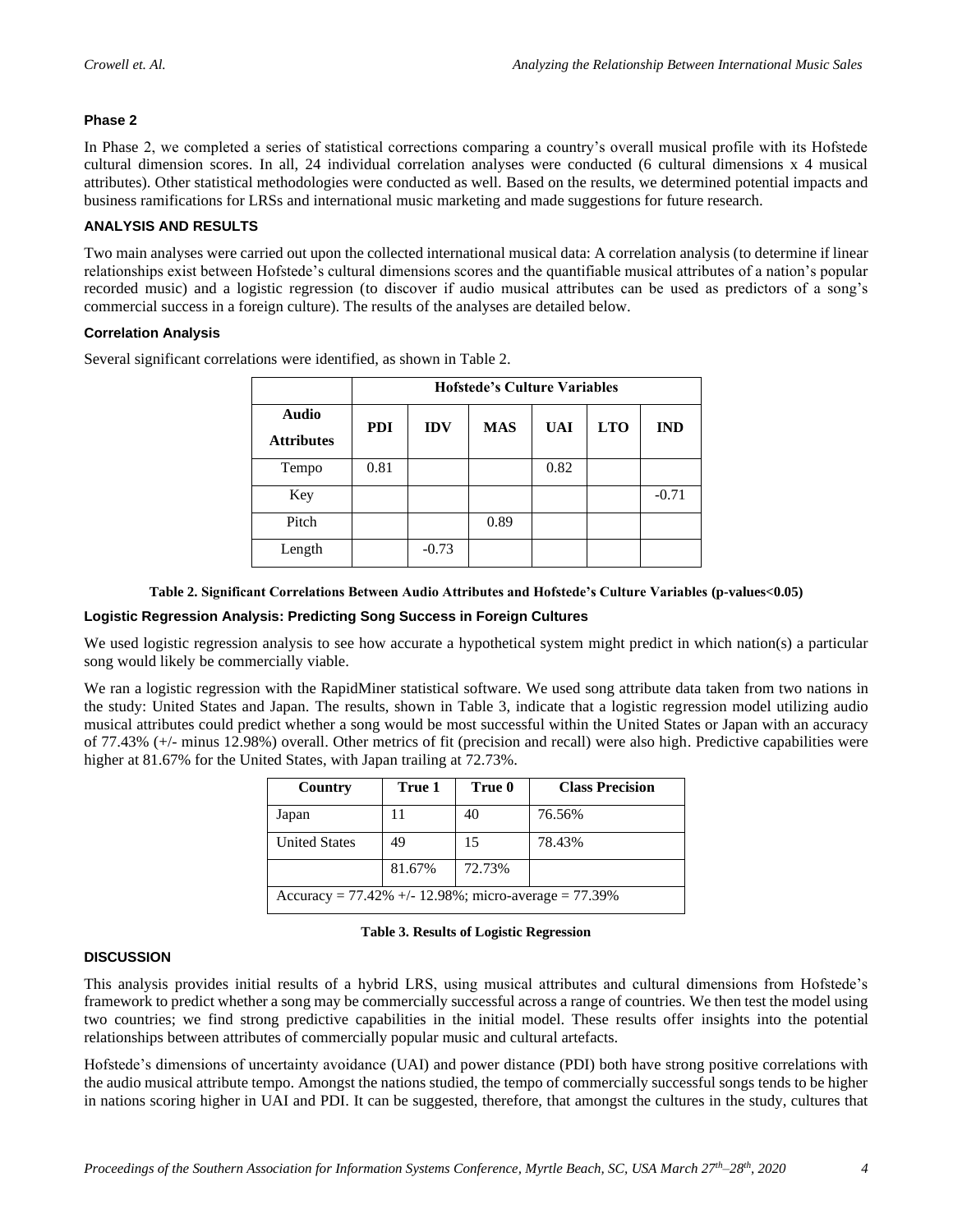**Phase 2**

In Phase 2, we completed a series of statistical corrections comparing a country's overall musical profile with its Hofstede cultural dimension scores. In all, 24 individual correlation analyses were conducted (6 cultural dimensions x 4 musical attributes). Other statistical methodologies were conducted as well. Based on the results, we determined potential impacts and business ramifications for LRSs and international music marketing and made suggestions for future research.

## ANALYSIS AND RESULTS

Two main analyses were carried out upon the collected international musical data: A correlation analysis (to determine if linear relationships exist between Hofstede's cultural dimensions scores and the quantifiable musical attributes of a nation's popular recorded music) and a logistic regression (to discover if audio musical attributes can be used as predictors of a song's commercial success in a foreign culture). The results of the analyses are detailed below.

### Correlation Analysis

Several significant correlations were identified, as shown in Table 2.

| | **Hofstede's Culture Variables** | | | | | |
|---|---|---|---|---|---|---|
| **Audio Attributes** | **PDI** | **IDV** | **MAS** | **UAI** | **LTO** | **IND** |
| Tempo | 0.81 | | | 0.82 | | |
| Key | | | | | | -0.71 |
| Pitch | | | 0.89 | | | |
| Length | | -0.73 | | | | |

**Table 2. Significant Correlations Between Audio Attributes and Hofstede's Culture Variables (p-values<0.05)**

### Logistic Regression Analysis: Predicting Song Success in Foreign Cultures

We used logistic regression analysis to see how accurate a hypothetical system might predict in which nation(s) a particular song would likely be commercially viable.

We ran a logistic regression with the RapidMiner statistical software. We used song attribute data taken from two nations in the study: United States and Japan. The results, shown in Table 3, indicate that a logistic regression model utilizing audio musical attributes could predict whether a song would be most successful within the United States or Japan with an accuracy of 77.43% (+/- minus 12.98%) overall. Other metrics of fit (precision and recall) were also high. Predictive capabilities were higher at 81.67% for the United States, with Japan trailing at 72.73%.

| Country | True 1 | True 0 | Class Precision |
|---|---|---|---|
| Japan | 11 | 40 | 76.56% |
| United States | 49 | 15 | 78.43% |
| | 81.67% | 72.73% | |
| Accuracy = 77.42% +/- 12.98%; micro-average = 77.39% | | | |

**Table 3. Results of Logistic Regression**

## DISCUSSION

This analysis provides initial results of a hybrid LRS, using musical attributes and cultural dimensions from Hofstede's framework to predict whether a song may be commercially successful across a range of countries. We then test the model using two countries; we find strong predictive capabilities in the initial model. These results offer insights into the potential relationships between attributes of commercially popular music and cultural artefacts.

Hofstede's dimensions of uncertainty avoidance (UAI) and power distance (PDI) both have strong positive correlations with the audio musical attribute tempo. Amongst the nations studied, the tempo of commercially successful songs tends to be higher in nations scoring higher in UAI and PDI. It can be suggested, therefore, that amongst the cultures in the study, cultures that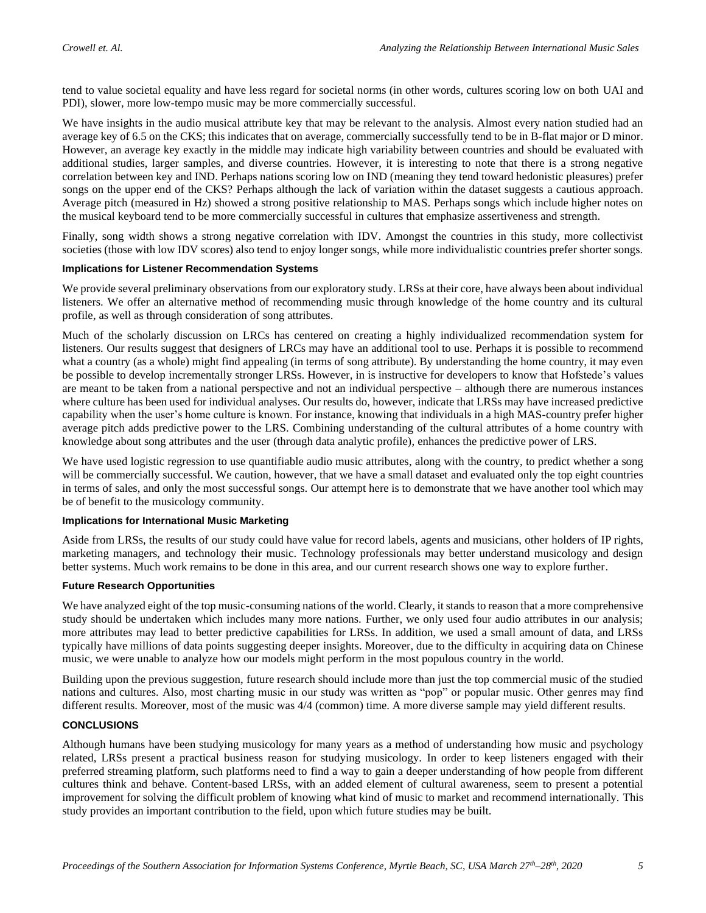tend to value societal equality and have less regard for societal norms (in other words, cultures scoring low on both UAI and PDI), slower, more low-tempo music may be more commercially successful.

We have insights in the audio musical attribute key that may be relevant to the analysis. Almost every nation studied had an average key of 6.5 on the CKS; this indicates that on average, commercially successfully tend to be in B-flat major or D minor. However, an average key exactly in the middle may indicate high variability between countries and should be evaluated with additional studies, larger samples, and diverse countries. However, it is interesting to note that there is a strong negative correlation between key and IND. Perhaps nations scoring low on IND (meaning they tend toward hedonistic pleasures) prefer songs on the upper end of the CKS? Perhaps although the lack of variation within the dataset suggests a cautious approach. Average pitch (measured in Hz) showed a strong positive relationship to MAS. Perhaps songs which include higher notes on the musical keyboard tend to be more commercially successful in cultures that emphasize assertiveness and strength.

Finally, song width shows a strong negative correlation with IDV. Amongst the countries in this study, more collectivist societies (those with low IDV scores) also tend to enjoy longer songs, while more individualistic countries prefer shorter songs.

### Implications for Listener Recommendation Systems

We provide several preliminary observations from our exploratory study. LRSs at their core, have always been about individual listeners. We offer an alternative method of recommending music through knowledge of the home country and its cultural profile, as well as through consideration of song attributes.

Much of the scholarly discussion on LRCs has centered on creating a highly individualized recommendation system for listeners. Our results suggest that designers of LRCs may have an additional tool to use. Perhaps it is possible to recommend what a country (as a whole) might find appealing (in terms of song attribute). By understanding the home country, it may even be possible to develop incrementally stronger LRSs. However, in is instructive for developers to know that Hofstede's values are meant to be taken from a national perspective and not an individual perspective – although there are numerous instances where culture has been used for individual analyses. Our results do, however, indicate that LRSs may have increased predictive capability when the user's home culture is known. For instance, knowing that individuals in a high MAS-country prefer higher average pitch adds predictive power to the LRS. Combining understanding of the cultural attributes of a home country with knowledge about song attributes and the user (through data analytic profile), enhances the predictive power of LRS.

We have used logistic regression to use quantifiable audio music attributes, along with the country, to predict whether a song will be commercially successful. We caution, however, that we have a small dataset and evaluated only the top eight countries in terms of sales, and only the most successful songs. Our attempt here is to demonstrate that we have another tool which may be of benefit to the musicology community.

### Implications for International Music Marketing

Aside from LRSs, the results of our study could have value for record labels, agents and musicians, other holders of IP rights, marketing managers, and technology their music. Technology professionals may better understand musicology and design better systems. Much work remains to be done in this area, and our current research shows one way to explore further.

### Future Research Opportunities

We have analyzed eight of the top music-consuming nations of the world. Clearly, it stands to reason that a more comprehensive study should be undertaken which includes many more nations. Further, we only used four audio attributes in our analysis; more attributes may lead to better predictive capabilities for LRSs. In addition, we used a small amount of data, and LRSs typically have millions of data points suggesting deeper insights. Moreover, due to the difficulty in acquiring data on Chinese music, we were unable to analyze how our models might perform in the most populous country in the world.

Building upon the previous suggestion, future research should include more than just the top commercial music of the studied nations and cultures. Also, most charting music in our study was written as "pop" or popular music. Other genres may find different results. Moreover, most of the music was 4/4 (common) time. A more diverse sample may yield different results.

## CONCLUSIONS

Although humans have been studying musicology for many years as a method of understanding how music and psychology related, LRSs present a practical business reason for studying musicology. In order to keep listeners engaged with their preferred streaming platform, such platforms need to find a way to gain a deeper understanding of how people from different cultures think and behave. Content-based LRSs, with an added element of cultural awareness, seem to present a potential improvement for solving the difficult problem of knowing what kind of music to market and recommend internationally. This study provides an important contribution to the field, upon which future studies may be built.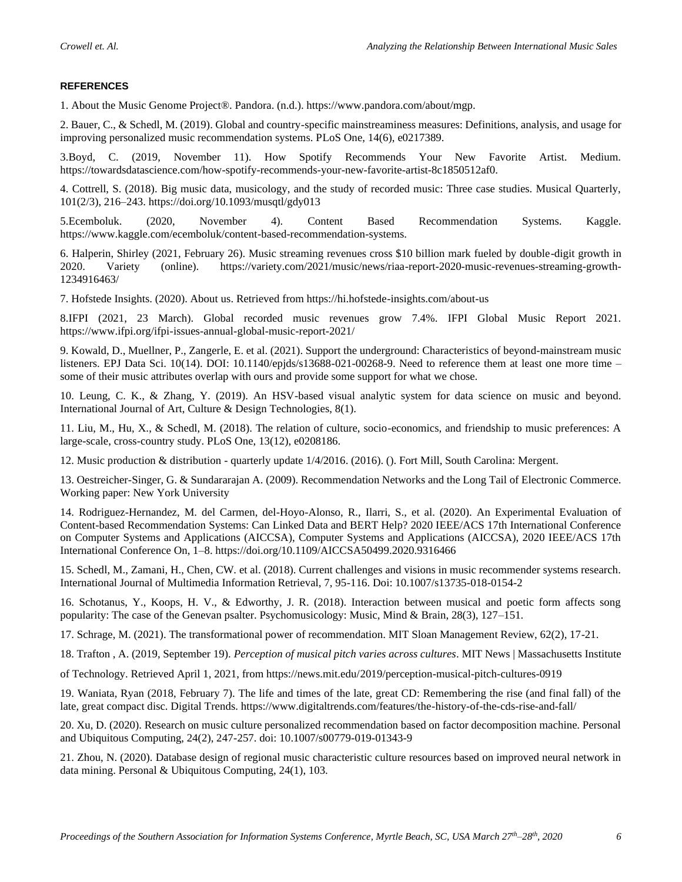**REFERENCES**

1. About the Music Genome Project®. Pandora. (n.d.). https://www.pandora.com/about/mgp.

2. Bauer, C., & Schedl, M. (2019). Global and country-specific mainstreaminess measures: Definitions, analysis, and usage for improving personalized music recommendation systems. PLoS One, 14(6), e0217389.

3.Boyd, C. (2019, November 11). How Spotify Recommends Your New Favorite Artist. Medium. https://towardsdatascience.com/how-spotify-recommends-your-new-favorite-artist-8c1850512af0.

4. Cottrell, S. (2018). Big music data, musicology, and the study of recorded music: Three case studies. Musical Quarterly, 101(2/3), 216–243. https://doi.org/10.1093/musqtl/gdy013

5.Ecemboluk. (2020, November 4). Content Based Recommendation Systems. Kaggle. https://www.kaggle.com/ecemboluk/content-based-recommendation-systems.

6. Halperin, Shirley (2021, February 26). Music streaming revenues cross $10 billion mark fueled by double-digit growth in 2020. Variety (online). https://variety.com/2021/music/news/riaa-report-2020-music-revenues-streaming-growth-1234916463/

7. Hofstede Insights. (2020). About us. Retrieved from https://hi.hofstede-insights.com/about-us

8.IFPI (2021, 23 March). Global recorded music revenues grow 7.4%. IFPI Global Music Report 2021. https://www.ifpi.org/ifpi-issues-annual-global-music-report-2021/

9. Kowald, D., Muellner, P., Zangerle, E. et al. (2021). Support the underground: Characteristics of beyond-mainstream music listeners. EPJ Data Sci. 10(14). DOI: 10.1140/epjds/s13688-021-00268-9. Need to reference them at least one more time – some of their music attributes overlap with ours and provide some support for what we chose.

10. Leung, C. K., & Zhang, Y. (2019). An HSV-based visual analytic system for data science on music and beyond. International Journal of Art, Culture & Design Technologies, 8(1).

11. Liu, M., Hu, X., & Schedl, M. (2018). The relation of culture, socio-economics, and friendship to music preferences: A large-scale, cross-country study. PLoS One, 13(12), e0208186.

12. Music production & distribution - quarterly update 1/4/2016. (2016). (). Fort Mill, South Carolina: Mergent.

13. Oestreicher-Singer, G. & Sundararajan A. (2009). Recommendation Networks and the Long Tail of Electronic Commerce. Working paper: New York University

14. Rodriguez-Hernandez, M. del Carmen, del-Hoyo-Alonso, R., Ilarri, S., et al. (2020). An Experimental Evaluation of Content-based Recommendation Systems: Can Linked Data and BERT Help? 2020 IEEE/ACS 17th International Conference on Computer Systems and Applications (AICCSA), Computer Systems and Applications (AICCSA), 2020 IEEE/ACS 17th International Conference On, 1–8. https://doi.org/10.1109/AICCSA50499.2020.9316466

15. Schedl, M., Zamani, H., Chen, CW. et al. (2018). Current challenges and visions in music recommender systems research. International Journal of Multimedia Information Retrieval, 7, 95-116. Doi: 10.1007/s13735-018-0154-2

16. Schotanus, Y., Koops, H. V., & Edworthy, J. R. (2018). Interaction between musical and poetic form affects song popularity: The case of the Genevan psalter. Psychomusicology: Music, Mind & Brain, 28(3), 127–151.

17. Schrage, M. (2021). The transformational power of recommendation. MIT Sloan Management Review, 62(2), 17-21.

18. Trafton , A. (2019, September 19). *Perception of musical pitch varies across cultures*. MIT News | Massachusetts Institute of Technology. Retrieved April 1, 2021, from https://news.mit.edu/2019/perception-musical-pitch-cultures-0919

19. Waniata, Ryan (2018, February 7). The life and times of the late, great CD: Remembering the rise (and final fall) of the late, great compact disc. Digital Trends. https://www.digitaltrends.com/features/the-history-of-the-cds-rise-and-fall/

20. Xu, D. (2020). Research on music culture personalized recommendation based on factor decomposition machine. Personal and Ubiquitous Computing, 24(2), 247-257. doi: 10.1007/s00779-019-01343-9

21. Zhou, N. (2020). Database design of regional music characteristic culture resources based on improved neural network in data mining. Personal & Ubiquitous Computing, 24(1), 103.